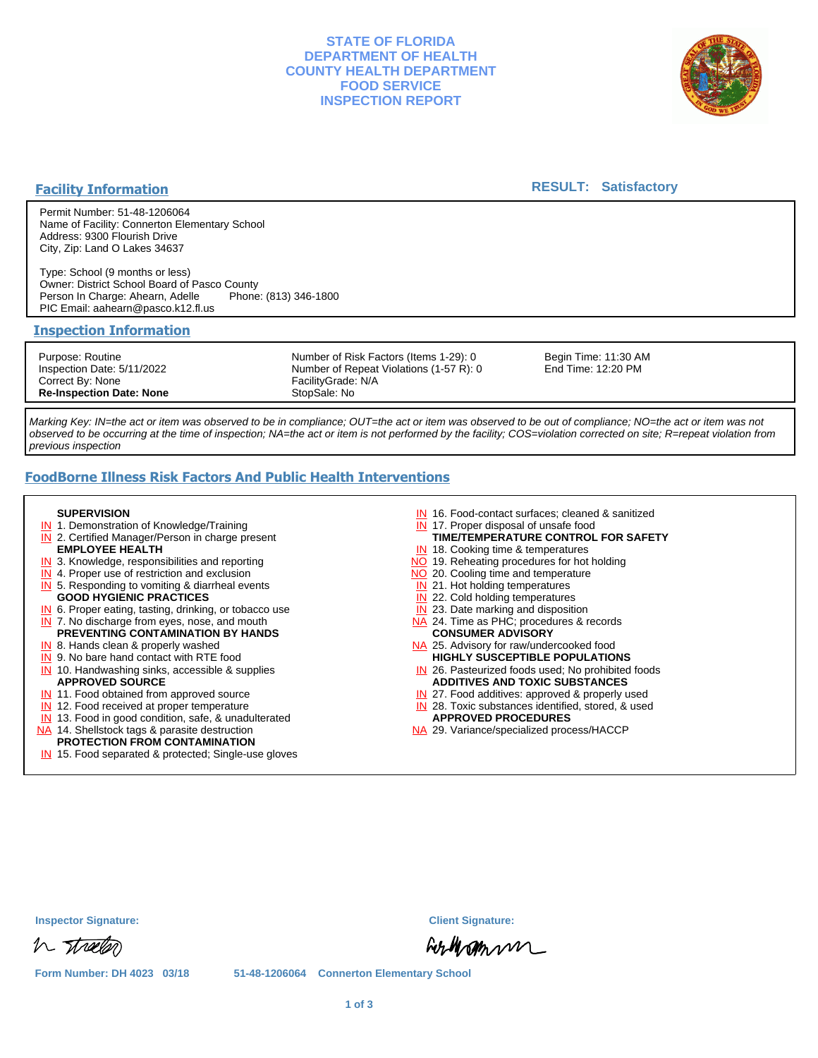# STATE OF FLORIDA
# DEPARTMENT OF HEALTH
# COUNTY HEALTH DEPARTMENT
# FOOD SERVICE
# INSPECTION REPORT

## Facility Information

**RESULT: Satisfactory**

Permit Number: 51-48-1206064
Name of Facility: Connerton Elementary School
Address: 9300 Flourish Drive
City, Zip: Land O Lakes 34637

Type: School (9 months or less)
Owner: District School Board of Pasco County
Person In Charge: Ahearn, Adelle   Phone: (813) 346-1800
PIC Email: aahearn@pasco.k12.fl.us

## Inspection Information

| | | |
|---|---|---|
| Purpose: Routine | Number of Risk Factors (Items 1-29): 0 | Begin Time: 11:30 AM |
| Inspection Date: 5/11/2022 | Number of Repeat Violations (1-57 R): 0 | End Time: 12:20 PM |
| Correct By: None | FacilityGrade: N/A | |
| **Re-Inspection Date: None** | StopSale: No | |

*Marking Key: IN=the act or item was observed to be in compliance; OUT=the act or item was observed to be out of compliance; NO=the act or item was not observed to be occurring at the time of inspection; NA=the act or item is not performed by the facility; COS=violation corrected on site; R=repeat violation from previous inspection*

## FoodBorne Illness Risk Factors And Public Health Interventions

**SUPERVISION**
- IN 1. Demonstration of Knowledge/Training
- IN 2. Certified Manager/Person in charge present

**EMPLOYEE HEALTH**
- IN 3. Knowledge, responsibilities and reporting
- IN 4. Proper use of restriction and exclusion
- IN 5. Responding to vomiting & diarrheal events

**GOOD HYGIENIC PRACTICES**
- IN 6. Proper eating, tasting, drinking, or tobacco use
- IN 7. No discharge from eyes, nose, and mouth

**PREVENTING CONTAMINATION BY HANDS**
- IN 8. Hands clean & properly washed
- IN 9. No bare hand contact with RTE food
- IN 10. Handwashing sinks, accessible & supplies

**APPROVED SOURCE**
- IN 11. Food obtained from approved source
- IN 12. Food received at proper temperature
- IN 13. Food in good condition, safe, & unadulterated
- NA 14. Shellstock tags & parasite destruction

**PROTECTION FROM CONTAMINATION**
- IN 15. Food separated & protected; Single-use gloves
- IN 16. Food-contact surfaces; cleaned & sanitized
- IN 17. Proper disposal of unsafe food

**TIME/TEMPERATURE CONTROL FOR SAFETY**
- IN 18. Cooking time & temperatures
- NO 19. Reheating procedures for hot holding
- NO 20. Cooling time and temperature
- IN 21. Hot holding temperatures
- IN 22. Cold holding temperatures
- IN 23. Date marking and disposition
- NA 24. Time as PHC; procedures & records

**CONSUMER ADVISORY**
- NA 25. Advisory for raw/undercooked food

**HIGHLY SUSCEPTIBLE POPULATIONS**
- IN 26. Pasteurized foods used; No prohibited foods

**ADDITIVES AND TOXIC SUBSTANCES**
- IN 27. Food additives: approved & properly used
- IN 28. Toxic substances identified, stored, & used

**APPROVED PROCEDURES**
- NA 29. Variance/specialized process/HACCP

**Inspector Signature:**

**Client Signature:**

Form Number: DH 4023 03/18   51-48-1206064 Connerton Elementary School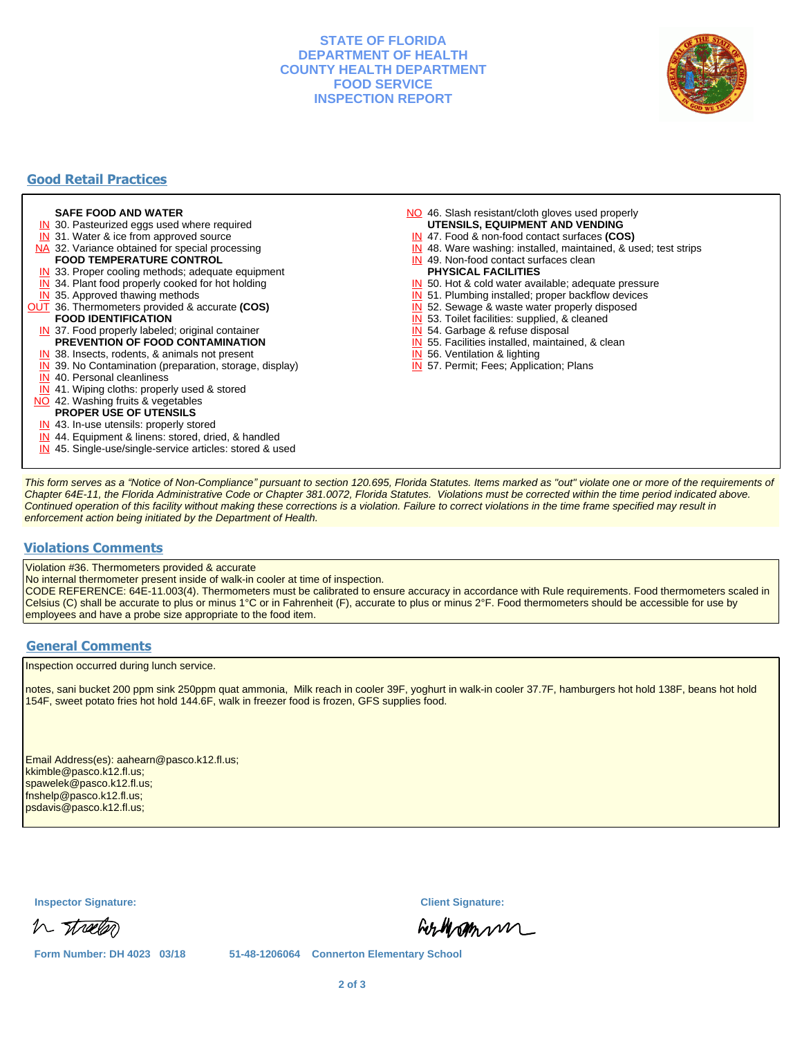**STATE OF FLORIDA**
**DEPARTMENT OF HEALTH**
**COUNTY HEALTH DEPARTMENT**
**FOOD SERVICE**
**INSPECTION REPORT**

## Good Retail Practices

**SAFE FOOD AND WATER**
- IN 30. Pasteurized eggs used where required
- IN 31. Water & ice from approved source
- NA 32. Variance obtained for special processing

**FOOD TEMPERATURE CONTROL**
- IN 33. Proper cooling methods; adequate equipment
- IN 34. Plant food properly cooked for hot holding
- IN 35. Approved thawing methods
- OUT 36. Thermometers provided & accurate **(COS)**

**FOOD IDENTIFICATION**
- IN 37. Food properly labeled; original container

**PREVENTION OF FOOD CONTAMINATION**
- IN 38. Insects, rodents, & animals not present
- IN 39. No Contamination (preparation, storage, display)
- IN 40. Personal cleanliness
- IN 41. Wiping cloths: properly used & stored
- NO 42. Washing fruits & vegetables

**PROPER USE OF UTENSILS**
- IN 43. In-use utensils: properly stored
- IN 44. Equipment & linens: stored, dried, & handled
- IN 45. Single-use/single-service articles: stored & used
- NO 46. Slash resistant/cloth gloves used properly

**UTENSILS, EQUIPMENT AND VENDING**
- IN 47. Food & non-food contact surfaces **(COS)**
- IN 48. Ware washing: installed, maintained, & used; test strips
- IN 49. Non-food contact surfaces clean

**PHYSICAL FACILITIES**
- IN 50. Hot & cold water available; adequate pressure
- IN 51. Plumbing installed; proper backflow devices
- IN 52. Sewage & waste water properly disposed
- IN 53. Toilet facilities: supplied, & cleaned
- IN 54. Garbage & refuse disposal
- IN 55. Facilities installed, maintained, & clean
- IN 56. Ventilation & lighting
- IN 57. Permit; Fees; Application; Plans

*This form serves as a "Notice of Non-Compliance" pursuant to section 120.695, Florida Statutes. Items marked as "out" violate one or more of the requirements of Chapter 64E-11, the Florida Administrative Code or Chapter 381.0072, Florida Statutes. Violations must be corrected within the time period indicated above. Continued operation of this facility without making these corrections is a violation. Failure to correct violations in the time frame specified may result in enforcement action being initiated by the Department of Health.*

## Violations Comments

Violation #36. Thermometers provided & accurate
No internal thermometer present inside of walk-in cooler at time of inspection.
CODE REFERENCE: 64E-11.003(4). Thermometers must be calibrated to ensure accuracy in accordance with Rule requirements. Food thermometers scaled in Celsius (C) shall be accurate to plus or minus 1°C or in Fahrenheit (F), accurate to plus or minus 2°F. Food thermometers should be accessible for use by employees and have a probe size appropriate to the food item.

## General Comments

Inspection occurred during lunch service.

notes, sani bucket 200 ppm sink 250ppm quat ammonia, Milk reach in cooler 39F, yoghurt in walk-in cooler 37.7F, hamburgers hot hold 138F, beans hot hold 154F, sweet potato fries hot hold 144.6F, walk in freezer food is frozen, GFS supplies food.

Email Address(es): aahearn@pasco.k12.fl.us;
kkimble@pasco.k12.fl.us;
spawelek@pasco.k12.fl.us;
fnshelp@pasco.k12.fl.us;
psdavis@pasco.k12.fl.us;

**Inspector Signature:**

**Client Signature:**

**Form Number: DH 4023 03/18** **51-48-1206064 Connerton Elementary School**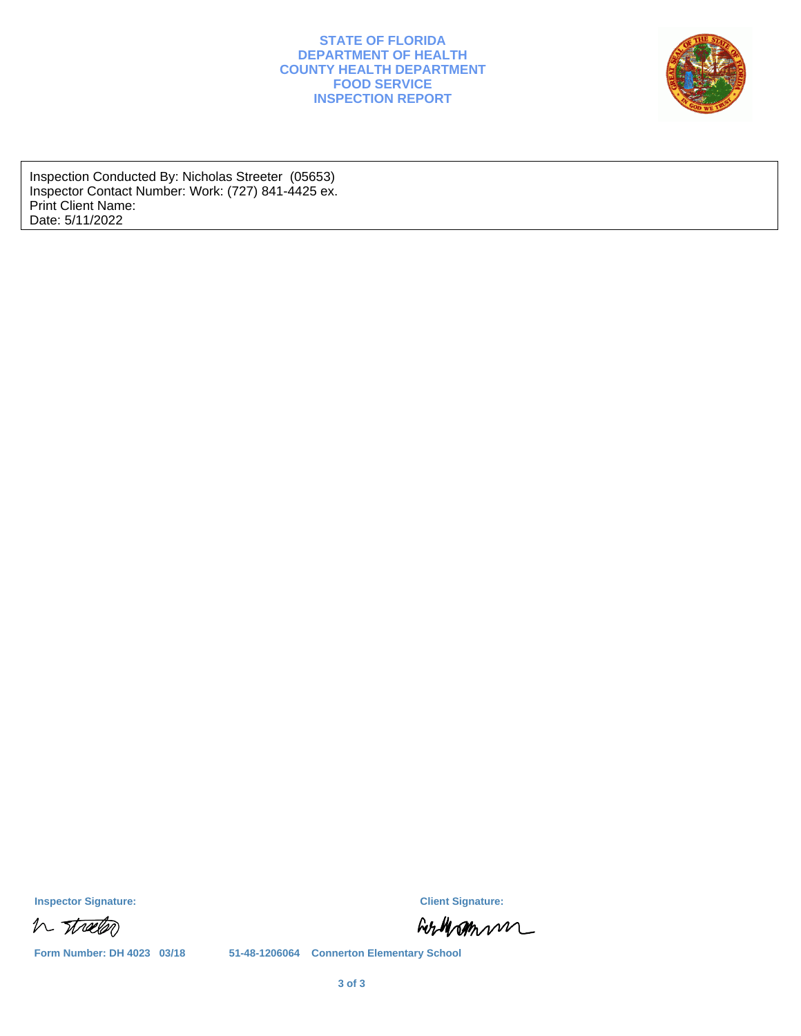**STATE OF FLORIDA**
**DEPARTMENT OF HEALTH**
**COUNTY HEALTH DEPARTMENT**
**FOOD SERVICE**
**INSPECTION REPORT**

Inspection Conducted By: Nicholas Streeter (05653)
Inspector Contact Number: Work: (727) 841-4425 ex.
Print Client Name:
Date: 5/11/2022

**Inspector Signature:**

**Client Signature:**

**Form Number: DH 4023 03/18** 51-48-1206064 Connerton Elementary School